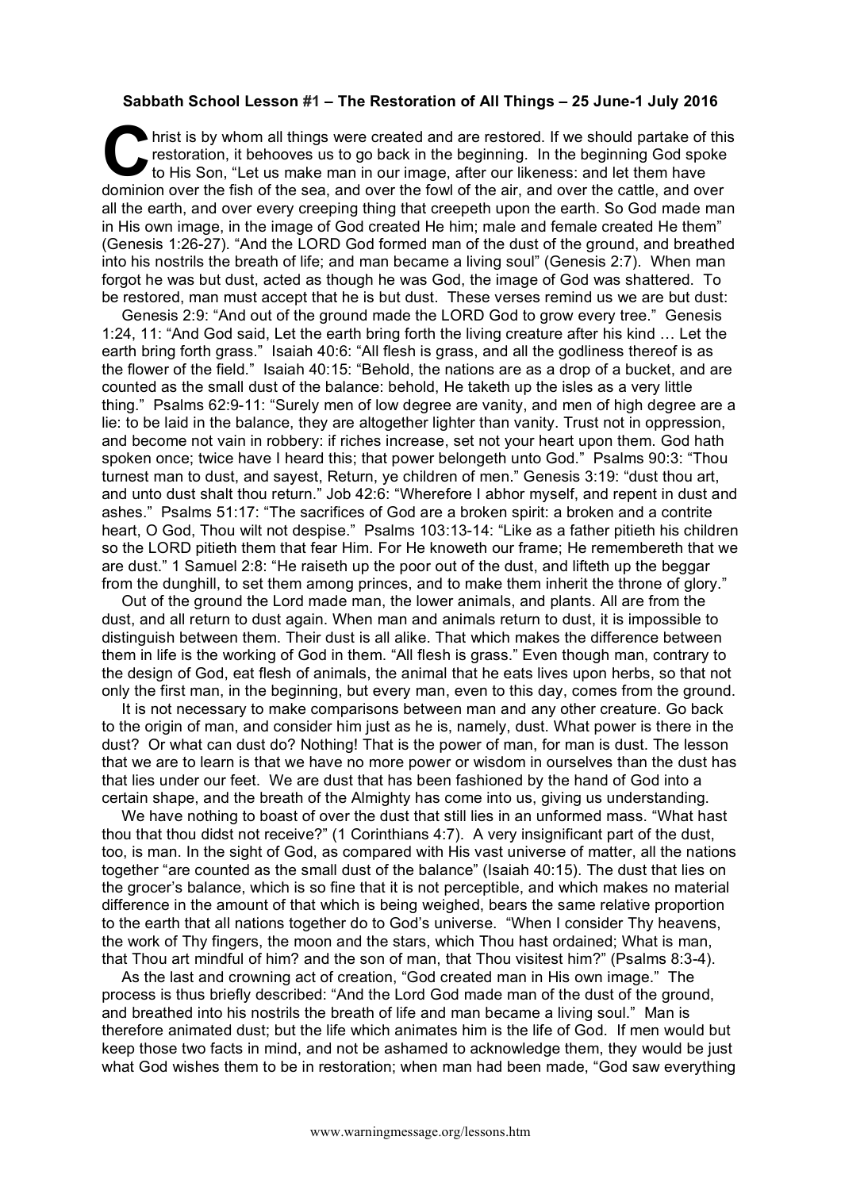**Sabbath School Lesson #1 – The Restoration of All Things – 25 June-1 July 2016**

Christ is by whom all things were created and are restored. If we should partake of this restoration, it behooves us to go back in the beginning. In the beginning God spoke to His Son, "Let us make man in our image, after our likeness: and let them have dominion over the fish of the sea, and over the fowl of the air, and over the cattle, and over all the earth, and over every creeping thing that creepeth upon the earth. So God made man in His own image, in the image of God created He him; male and female created He them" (Genesis 1:26-27). "And the LORD God formed man of the dust of the ground, and breathed into his nostrils the breath of life; and man became a living soul" (Genesis 2:7). When man forgot he was but dust, acted as though he was God, the image of God was shattered. To be restored, man must accept that he is but dust. These verses remind us we are but dust:

Genesis 2:9: "And out of the ground made the LORD God to grow every tree." Genesis 1:24, 11: "And God said, Let the earth bring forth the living creature after his kind … Let the earth bring forth grass." Isaiah 40:6: "All flesh is grass, and all the godliness thereof is as the flower of the field." Isaiah 40:15: "Behold, the nations are as a drop of a bucket, and are counted as the small dust of the balance: behold, He taketh up the isles as a very little thing." Psalms 62:9-11: "Surely men of low degree are vanity, and men of high degree are a lie: to be laid in the balance, they are altogether lighter than vanity. Trust not in oppression, and become not vain in robbery: if riches increase, set not your heart upon them. God hath spoken once; twice have I heard this; that power belongeth unto God." Psalms 90:3: "Thou turnest man to dust, and sayest, Return, ye children of men." Genesis 3:19: "dust thou art, and unto dust shalt thou return." Job 42:6: "Wherefore I abhor myself, and repent in dust and ashes." Psalms 51:17: "The sacrifices of God are a broken spirit: a broken and a contrite heart, O God, Thou wilt not despise." Psalms 103:13-14: "Like as a father pitieth his children so the LORD pitieth them that fear Him. For He knoweth our frame; He remembereth that we are dust." 1 Samuel 2:8: "He raiseth up the poor out of the dust, and lifteth up the beggar from the dunghill, to set them among princes, and to make them inherit the throne of glory."

Out of the ground the Lord made man, the lower animals, and plants. All are from the dust, and all return to dust again. When man and animals return to dust, it is impossible to distinguish between them. Their dust is all alike. That which makes the difference between them in life is the working of God in them. "All flesh is grass." Even though man, contrary to the design of God, eat flesh of animals, the animal that he eats lives upon herbs, so that not only the first man, in the beginning, but every man, even to this day, comes from the ground.

It is not necessary to make comparisons between man and any other creature. Go back to the origin of man, and consider him just as he is, namely, dust. What power is there in the dust? Or what can dust do? Nothing! That is the power of man, for man is dust. The lesson that we are to learn is that we have no more power or wisdom in ourselves than the dust has that lies under our feet. We are dust that has been fashioned by the hand of God into a certain shape, and the breath of the Almighty has come into us, giving us understanding.

We have nothing to boast of over the dust that still lies in an unformed mass. "What hast thou that thou didst not receive?" (1 Corinthians 4:7). A very insignificant part of the dust, too, is man. In the sight of God, as compared with His vast universe of matter, all the nations together "are counted as the small dust of the balance" (Isaiah 40:15). The dust that lies on the grocer's balance, which is so fine that it is not perceptible, and which makes no material difference in the amount of that which is being weighed, bears the same relative proportion to the earth that all nations together do to God's universe. "When I consider Thy heavens, the work of Thy fingers, the moon and the stars, which Thou hast ordained; What is man, that Thou art mindful of him? and the son of man, that Thou visitest him?" (Psalms 8:3-4).

As the last and crowning act of creation, "God created man in His own image." The process is thus briefly described: "And the Lord God made man of the dust of the ground, and breathed into his nostrils the breath of life and man became a living soul." Man is therefore animated dust; but the life which animates him is the life of God. If men would but keep those two facts in mind, and not be ashamed to acknowledge them, they would be just what God wishes them to be in restoration; when man had been made, "God saw everything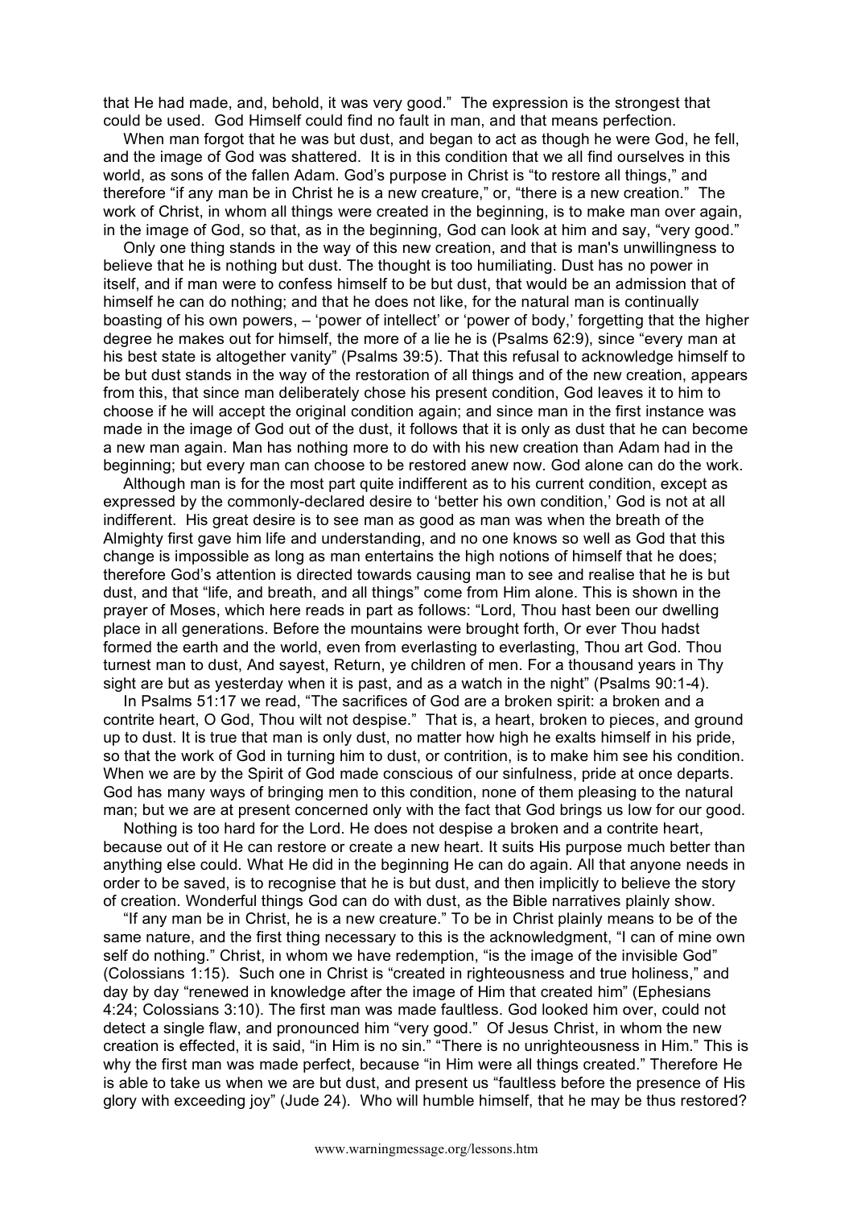that He had made, and, behold, it was very good." The expression is the strongest that could be used. God Himself could find no fault in man, and that means perfection.

When man forgot that he was but dust, and began to act as though he were God, he fell, and the image of God was shattered. It is in this condition that we all find ourselves in this world, as sons of the fallen Adam. God's purpose in Christ is "to restore all things," and therefore "if any man be in Christ he is a new creature," or, "there is a new creation." The work of Christ, in whom all things were created in the beginning, is to make man over again, in the image of God, so that, as in the beginning, God can look at him and say, "very good."

Only one thing stands in the way of this new creation, and that is man's unwillingness to believe that he is nothing but dust. The thought is too humiliating. Dust has no power in itself, and if man were to confess himself to be but dust, that would be an admission that of himself he can do nothing; and that he does not like, for the natural man is continually boasting of his own powers, – 'power of intellect' or 'power of body,' forgetting that the higher degree he makes out for himself, the more of a lie he is (Psalms 62:9), since "every man at his best state is altogether vanity" (Psalms 39:5). That this refusal to acknowledge himself to be but dust stands in the way of the restoration of all things and of the new creation, appears from this, that since man deliberately chose his present condition, God leaves it to him to choose if he will accept the original condition again; and since man in the first instance was made in the image of God out of the dust, it follows that it is only as dust that he can become a new man again. Man has nothing more to do with his new creation than Adam had in the beginning; but every man can choose to be restored anew now. God alone can do the work.

Although man is for the most part quite indifferent as to his current condition, except as expressed by the commonly-declared desire to 'better his own condition,' God is not at all indifferent. His great desire is to see man as good as man was when the breath of the Almighty first gave him life and understanding, and no one knows so well as God that this change is impossible as long as man entertains the high notions of himself that he does; therefore God's attention is directed towards causing man to see and realise that he is but dust, and that "life, and breath, and all things" come from Him alone. This is shown in the prayer of Moses, which here reads in part as follows: "Lord, Thou hast been our dwelling place in all generations. Before the mountains were brought forth, Or ever Thou hadst formed the earth and the world, even from everlasting to everlasting, Thou art God. Thou turnest man to dust, And sayest, Return, ye children of men. For a thousand years in Thy sight are but as yesterday when it is past, and as a watch in the night" (Psalms 90:1-4).

In Psalms 51:17 we read, "The sacrifices of God are a broken spirit: a broken and a contrite heart, O God, Thou wilt not despise." That is, a heart, broken to pieces, and ground up to dust. It is true that man is only dust, no matter how high he exalts himself in his pride, so that the work of God in turning him to dust, or contrition, is to make him see his condition. When we are by the Spirit of God made conscious of our sinfulness, pride at once departs. God has many ways of bringing men to this condition, none of them pleasing to the natural man; but we are at present concerned only with the fact that God brings us low for our good.

Nothing is too hard for the Lord. He does not despise a broken and a contrite heart, because out of it He can restore or create a new heart. It suits His purpose much better than anything else could. What He did in the beginning He can do again. All that anyone needs in order to be saved, is to recognise that he is but dust, and then implicitly to believe the story of creation. Wonderful things God can do with dust, as the Bible narratives plainly show.

"If any man be in Christ, he is a new creature." To be in Christ plainly means to be of the same nature, and the first thing necessary to this is the acknowledgment, "I can of mine own self do nothing." Christ, in whom we have redemption, "is the image of the invisible God" (Colossians 1:15). Such one in Christ is "created in righteousness and true holiness," and day by day "renewed in knowledge after the image of Him that created him" (Ephesians 4:24; Colossians 3:10). The first man was made faultless. God looked him over, could not detect a single flaw, and pronounced him "very good." Of Jesus Christ, in whom the new creation is effected, it is said, "in Him is no sin." "There is no unrighteousness in Him." This is why the first man was made perfect, because "in Him were all things created." Therefore He is able to take us when we are but dust, and present us "faultless before the presence of His glory with exceeding joy" (Jude 24). Who will humble himself, that he may be thus restored?

www.warningmessage.org/lessons.htm